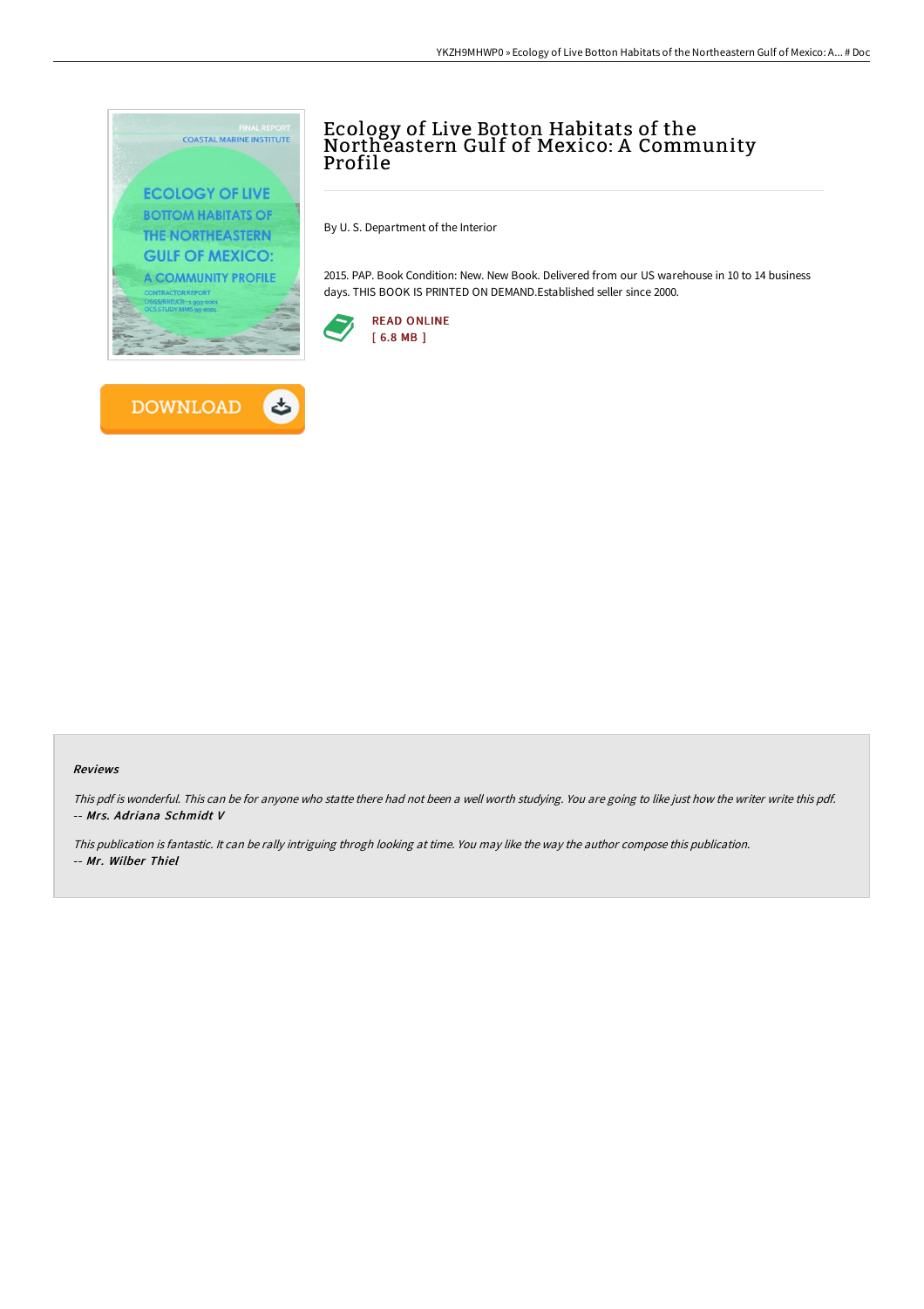# Ecology of Live Botton Habitats of the Northeastern Gulf of Mexico: A Community Profile

By U. S. Department of the Interior

2015. PAP. Book Condition: New. New Book. Delivered from our US warehouse in 10 to 14 business days. THIS BOOK IS PRINTED ON DEMAND.Established seller since 2000.

READ ONLINE
[ 6.8 MB ]

DOWNLOAD

#### Reviews

*This pdf is wonderful. This can be for anyone who statte there had not been a well worth studying. You are going to like just how the writer write this pdf.*
*-- **Mrs. Adriana Schmidt V***

*This publication is fantastic. It can be rally intriguing throgh looking at time. You may like the way the author compose this publication.*
*-- **Mr. Wilber Thiel***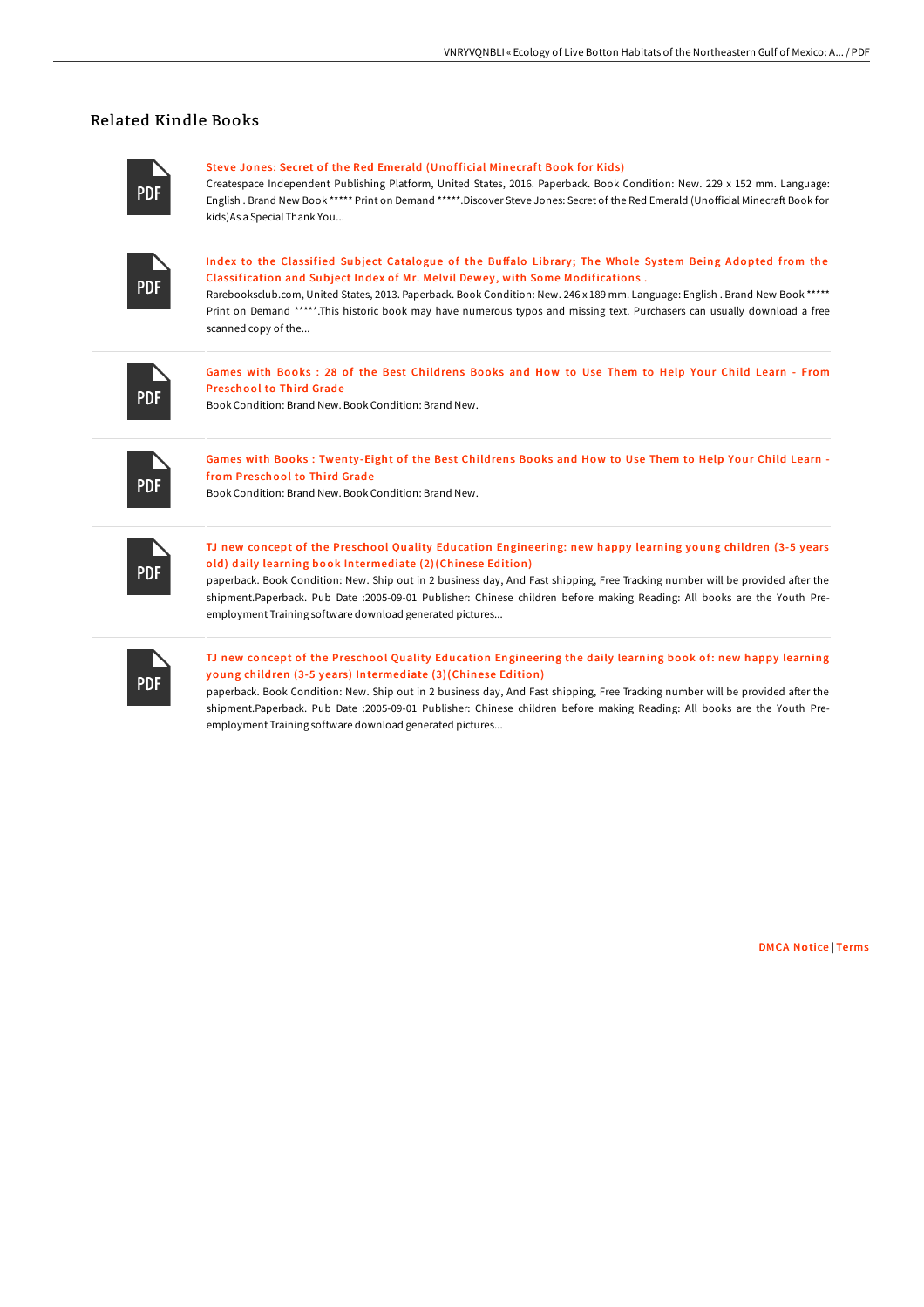## Related Kindle Books

**Steve Jones: Secret of the Red Emerald (Unofficial Minecraft Book for Kids)**

Createspace Independent Publishing Platform, United States, 2016. Paperback. Book Condition: New. 229 x 152 mm. Language: English . Brand New Book ***** Print on Demand *****.Discover Steve Jones: Secret of the Red Emerald (Unofficial Minecraft Book for kids)As a Special Thank You...

**Index to the Classified Subject Catalogue of the Buffalo Library; The Whole System Being Adopted from the Classification and Subject Index of Mr. Melvil Dewey, with Some Modifications .**

Rarebooksclub.com, United States, 2013. Paperback. Book Condition: New. 246 x 189 mm. Language: English . Brand New Book ***** Print on Demand *****.This historic book may have numerous typos and missing text. Purchasers can usually download a free scanned copy of the...

**Games with Books : 28 of the Best Childrens Books and How to Use Them to Help Your Child Learn - From Preschool to Third Grade**

Book Condition: Brand New. Book Condition: Brand New.

**Games with Books : Twenty-Eight of the Best Childrens Books and How to Use Them to Help Your Child Learn - from Preschool to Third Grade**

Book Condition: Brand New. Book Condition: Brand New.

**TJ new concept of the Preschool Quality Education Engineering: new happy learning young children (3-5 years old) daily learning book Intermediate (2)(Chinese Edition)**

paperback. Book Condition: New. Ship out in 2 business day, And Fast shipping, Free Tracking number will be provided after the shipment.Paperback. Pub Date :2005-09-01 Publisher: Chinese children before making Reading: All books are the Youth Pre-employment Training software download generated pictures...

**TJ new concept of the Preschool Quality Education Engineering the daily learning book of: new happy learning young children (3-5 years) Intermediate (3)(Chinese Edition)**

paperback. Book Condition: New. Ship out in 2 business day, And Fast shipping, Free Tracking number will be provided after the shipment.Paperback. Pub Date :2005-09-01 Publisher: Chinese children before making Reading: All books are the Youth Pre-employment Training software download generated pictures...

DMCA Notice | Terms